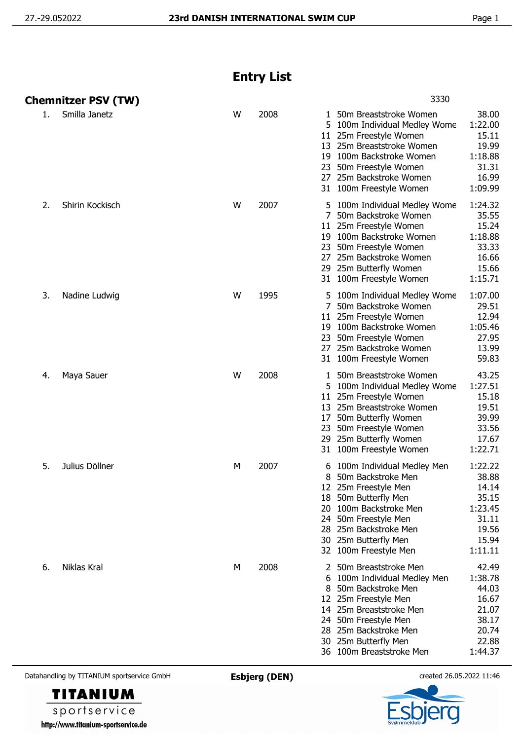# Entry List

## Chemnitzer PSV (TW)

3330

| # | Name | Sex | Year | Event No. | Event | Entry Time |
|---|---|---|---|---|---|---|
| 1. | Smilla Janetz | W | 2008 | 1 | 50m Breaststroke Women | 38.00 |
| | | | | 5 | 100m Individual Medley Wome | 1:22.00 |
| | | | | 11 | 25m Freestyle Women | 15.11 |
| | | | | 13 | 25m Breaststroke Women | 19.99 |
| | | | | 19 | 100m Backstroke Women | 1:18.88 |
| | | | | 23 | 50m Freestyle Women | 31.31 |
| | | | | 27 | 25m Backstroke Women | 16.99 |
| | | | | 31 | 100m Freestyle Women | 1:09.99 |
| 2. | Shirin Kockisch | W | 2007 | 5 | 100m Individual Medley Wome | 1:24.32 |
| | | | | 7 | 50m Backstroke Women | 35.55 |
| | | | | 11 | 25m Freestyle Women | 15.24 |
| | | | | 19 | 100m Backstroke Women | 1:18.88 |
| | | | | 23 | 50m Freestyle Women | 33.33 |
| | | | | 27 | 25m Backstroke Women | 16.66 |
| | | | | 29 | 25m Butterfly Women | 15.66 |
| | | | | 31 | 100m Freestyle Women | 1:15.71 |
| 3. | Nadine Ludwig | W | 1995 | 5 | 100m Individual Medley Wome | 1:07.00 |
| | | | | 7 | 50m Backstroke Women | 29.51 |
| | | | | 11 | 25m Freestyle Women | 12.94 |
| | | | | 19 | 100m Backstroke Women | 1:05.46 |
| | | | | 23 | 50m Freestyle Women | 27.95 |
| | | | | 27 | 25m Backstroke Women | 13.99 |
| | | | | 31 | 100m Freestyle Women | 59.83 |
| 4. | Maya Sauer | W | 2008 | 1 | 50m Breaststroke Women | 43.25 |
| | | | | 5 | 100m Individual Medley Wome | 1:27.51 |
| | | | | 11 | 25m Freestyle Women | 15.18 |
| | | | | 13 | 25m Breaststroke Women | 19.51 |
| | | | | 17 | 50m Butterfly Women | 39.99 |
| | | | | 23 | 50m Freestyle Women | 33.56 |
| | | | | 29 | 25m Butterfly Women | 17.67 |
| | | | | 31 | 100m Freestyle Women | 1:22.71 |
| 5. | Julius Döllner | M | 2007 | 6 | 100m Individual Medley Men | 1:22.22 |
| | | | | 8 | 50m Backstroke Men | 38.88 |
| | | | | 12 | 25m Freestyle Men | 14.14 |
| | | | | 18 | 50m Butterfly Men | 35.15 |
| | | | | 20 | 100m Backstroke Men | 1:23.45 |
| | | | | 24 | 50m Freestyle Men | 31.11 |
| | | | | 28 | 25m Backstroke Men | 19.56 |
| | | | | 30 | 25m Butterfly Men | 15.94 |
| | | | | 32 | 100m Freestyle Men | 1:11.11 |
| 6. | Niklas Kral | M | 2008 | 2 | 50m Breaststroke Men | 42.49 |
| | | | | 6 | 100m Individual Medley Men | 1:38.78 |
| | | | | 8 | 50m Backstroke Men | 44.03 |
| | | | | 12 | 25m Freestyle Men | 16.67 |
| | | | | 14 | 25m Breaststroke Men | 21.07 |
| | | | | 24 | 50m Freestyle Men | 38.17 |
| | | | | 28 | 25m Backstroke Men | 20.74 |
| | | | | 30 | 25m Butterfly Men | 22.88 |
| | | | | 36 | 100m Breaststroke Men | 1:44.37 |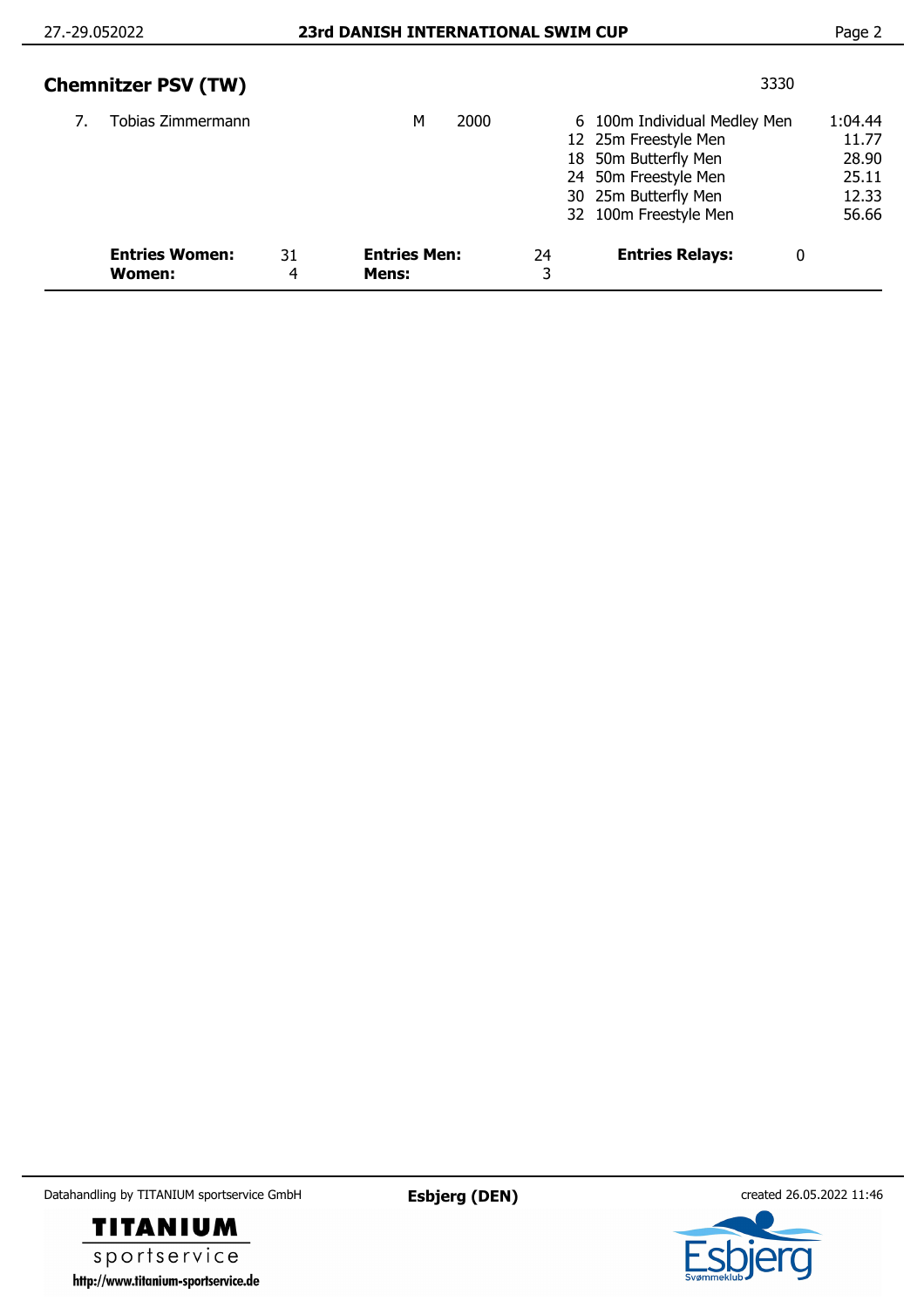## Chemnitzer PSV (TW)

3330

| | | | | | | |
|---|---|---|---|---|---|---|
| 7. | Tobias Zimmermann | M | 2000 | 6 | 100m Individual Medley Men | 1:04.44 |
| | | | | 12 | 25m Freestyle Men | 11.77 |
| | | | | 18 | 50m Butterfly Men | 28.90 |
| | | | | 24 | 50m Freestyle Men | 25.11 |
| | | | | 30 | 25m Butterfly Men | 12.33 |
| | | | | 32 | 100m Freestyle Men | 56.66 |

| | | | | | |
|---|---|---|---|---|---|
| **Entries Women:** | 31 | **Entries Men:** | 24 | **Entries Relays:** | 0 |
| **Women:** | 4 | **Mens:** | 3 | | |

Datahandling by TITANIUM sportservice GmbH

**Esbjerg (DEN)**

created 26.05.2022 11:46